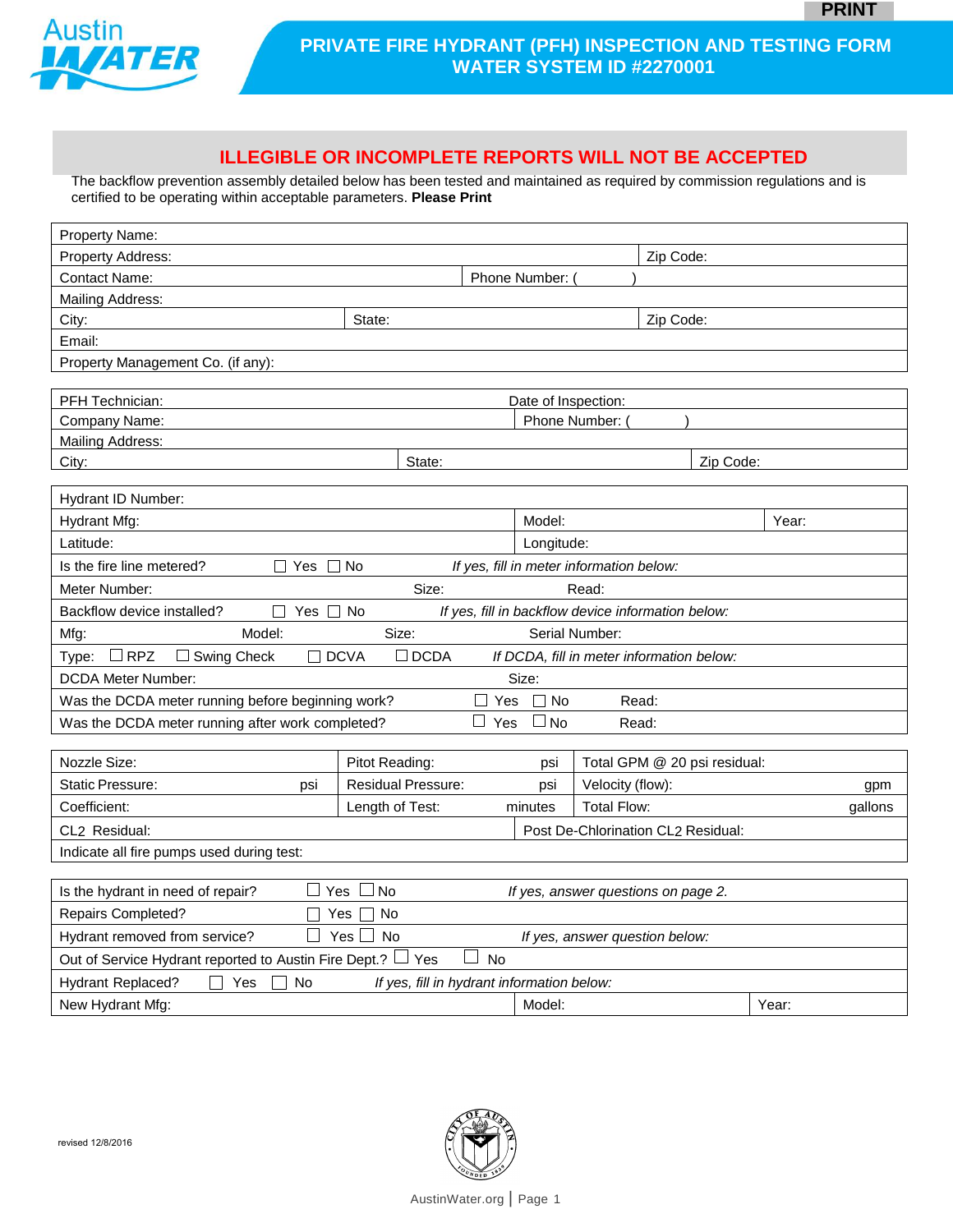# PRIVATE FIRE HYDRANT (PFH) INSPECTION AND TESTING FORM
## WATER SYSTEM ID #2270001

**ILLEGIBLE OR INCOMPLETE REPORTS WILL NOT BE ACCEPTED**

The backflow prevention assembly detailed below has been tested and maintained as required by commission regulations and is certified to be operating within acceptable parameters. **Please Print**

| | | |
|---|---|---|
| Property Name: | | |
| Property Address: | | Zip Code: |
| Contact Name: | Phone Number: (      ) | |
| Mailing Address: | | |
| City: | State: | Zip Code: |
| Email: | | |
| Property Management Co. (if any): | | |

| | | |
|---|---|---|
| PFH Technician: | Date of Inspection: | |
| Company Name: | Phone Number: (      ) | |
| Mailing Address: | | |
| City: | State: | Zip Code: |

| | | | |
|---|---|---|---|
| Hydrant ID Number: | | | |
| Hydrant Mfg: | Model: | | Year: |
| Latitude: | Longitude: | | |
| Is the fire line metered? ☐ Yes ☐ No | *If yes, fill in meter information below:* | | |
| Meter Number: | Size: | Read: | |
| Backflow device installed? ☐ Yes ☐ No | *If yes, fill in backflow device information below:* | | |
| Mfg: | Model: | Size: | Serial Number: |
| Type: ☐ RPZ ☐ Swing Check | ☐ DCVA | ☐ DCDA | *If DCDA, fill in meter information below:* |
| DCDA Meter Number: | Size: | | |
| Was the DCDA meter running before beginning work? | ☐ Yes ☐ No | Read: | |
| Was the DCDA meter running after work completed? | ☐ Yes ☐ No | Read: | |

| | | |
|---|---|---|
| Nozzle Size: | Pitot Reading: psi | Total GPM @ 20 psi residual: |
| Static Pressure: psi | Residual Pressure: psi | Velocity (flow): gpm |
| Coefficient: | Length of Test: minutes | Total Flow: gallons |
| CL2 Residual: | Post De-Chlorination CL2 Residual: | |
| Indicate all fire pumps used during test: | | |

| | | |
|---|---|---|
| Is the hydrant in need of repair? | ☐ Yes ☐ No | *If yes, answer questions on page 2.* |
| Repairs Completed? | ☐ Yes ☐ No | |
| Hydrant removed from service? | ☐ Yes ☐ No | *If yes, answer question below:* |
| Out of Service Hydrant reported to Austin Fire Dept.? | ☐ Yes ☐ No | |
| Hydrant Replaced? ☐ Yes ☐ No | *If yes, fill in hydrant information below:* | |
| New Hydrant Mfg: | Model: | Year: |

revised 12/8/2016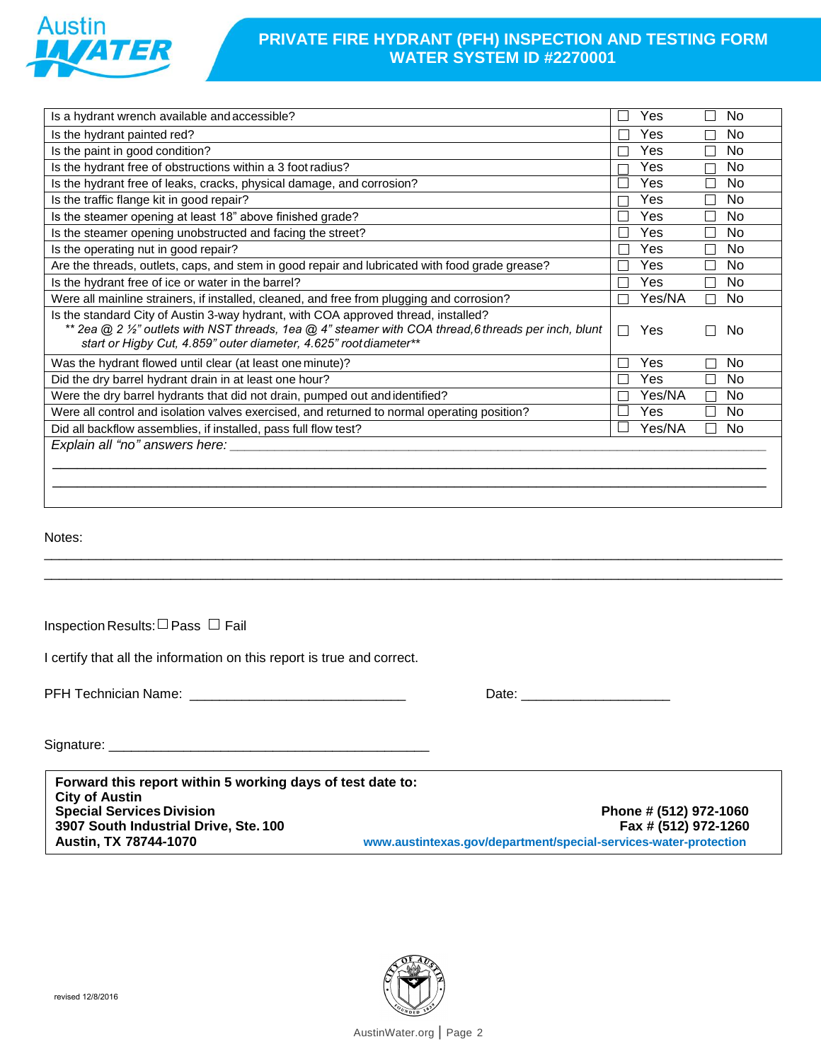# PRIVATE FIRE HYDRANT (PFH) INSPECTION AND TESTING FORM
## WATER SYSTEM ID #2270001

| | | |
|---|---|---|
| Is a hydrant wrench available and accessible? | ☐ Yes | ☐ No |
| Is the hydrant painted red? | ☐ Yes | ☐ No |
| Is the paint in good condition? | ☐ Yes | ☐ No |
| Is the hydrant free of obstructions within a 3 foot radius? | ☐ Yes | ☐ No |
| Is the hydrant free of leaks, cracks, physical damage, and corrosion? | ☐ Yes | ☐ No |
| Is the traffic flange kit in good repair? | ☐ Yes | ☐ No |
| Is the steamer opening at least 18" above finished grade? | ☐ Yes | ☐ No |
| Is the steamer opening unobstructed and facing the street? | ☐ Yes | ☐ No |
| Is the operating nut in good repair? | ☐ Yes | ☐ No |
| Are the threads, outlets, caps, and stem in good repair and lubricated with food grade grease? | ☐ Yes | ☐ No |
| Is the hydrant free of ice or water in the barrel? | ☐ Yes | ☐ No |
| Were all mainline strainers, if installed, cleaned, and free from plugging and corrosion? | ☐ Yes/NA | ☐ No |
| Is the standard City of Austin 3-way hydrant, with COA approved thread, installed? *\*\* 2ea @ 2 ½" outlets with NST threads, 1ea @ 4" steamer with COA thread, 6 threads per inch, blunt start or Higby Cut, 4.859" outer diameter, 4.625" root diameter\*\** | ☐ Yes | ☐ No |
| Was the hydrant flowed until clear (at least one minute)? | ☐ Yes | ☐ No |
| Did the dry barrel hydrant drain in at least one hour? | ☐ Yes | ☐ No |
| Were the dry barrel hydrants that did not drain, pumped out and identified? | ☐ Yes/NA | ☐ No |
| Were all control and isolation valves exercised, and returned to normal operating position? | ☐ Yes | ☐ No |
| Did all backflow assemblies, if installed, pass full flow test? | ☐ Yes/NA | ☐ No |

*Explain all "no" answers here:* ____________________________________________

________________________________________________________________

________________________________________________________________

Notes:
________________________________________________________________
________________________________________________________________

Inspection Results: ☐ Pass ☐ Fail

I certify that all the information on this report is true and correct.

PFH Technician Name: ______________________________ Date: ____________________

Signature: ____________________________________________

**Forward this report within 5 working days of test date to:**
**City of Austin**
**Special Services Division**
**3907 South Industrial Drive, Ste. 100**
**Austin, TX 78744-1070**

**Phone # (512) 972-1060**
**Fax # (512) 972-1260**
**www.austintexas.gov/department/special-services-water-protection**

revised 12/8/2016